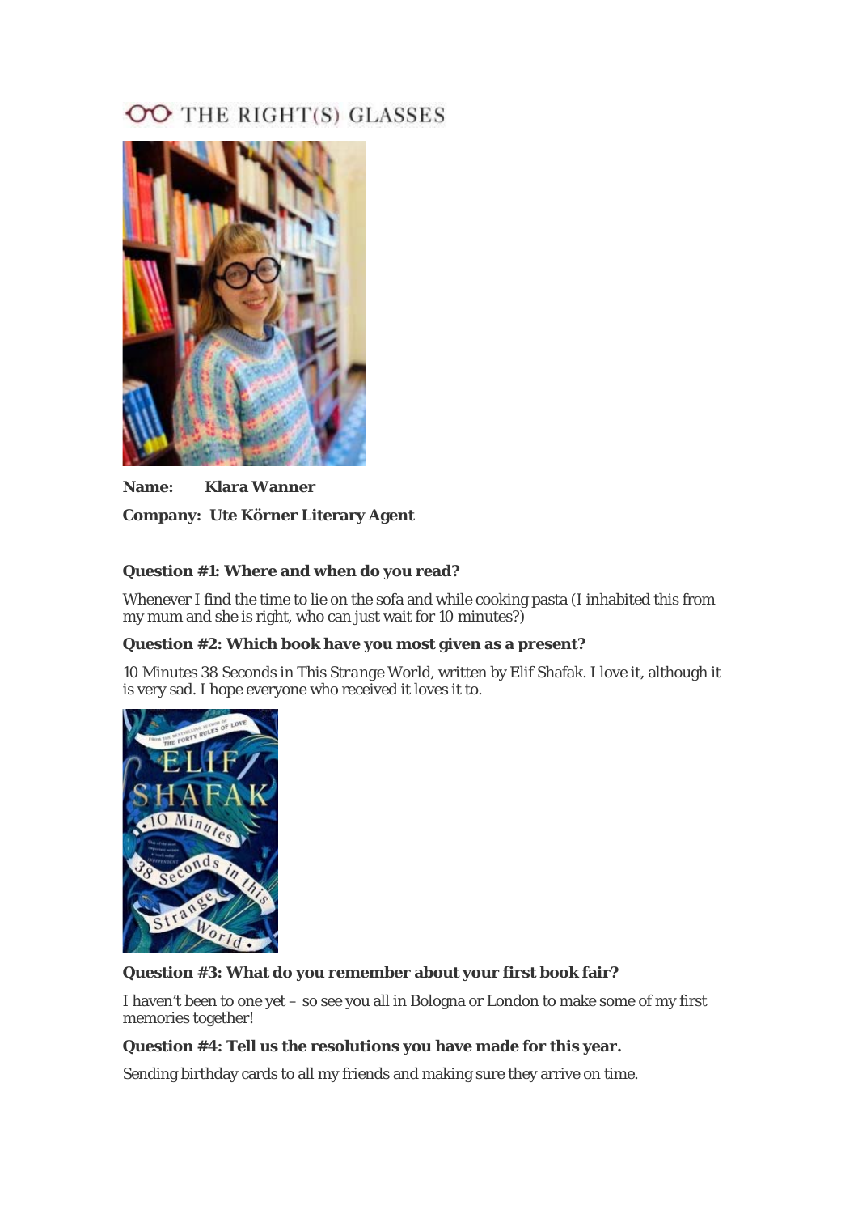# THE RIGHT(S) GLASSES

**Name:** **Klara Wanner**

**Company:** **Ute Körner Literary Agent**

**Question #1: Where and when do you read?**

Whenever I find the time to lie on the sofa and while cooking pasta (I inhabited this from my mum and she is right, who can just wait for 10 minutes?)

**Question #2: Which book have you most given as a present?**

10 Minutes 38 Seconds in This *Strange* World, written by Elif Shafak. I love it, although it is very sad. I hope everyone who received it loves it to.

**Question #3: What do you remember about your first book fair?**

I haven't been to one yet – so see you all in Bologna or London to make some of my first memories together!

**Question #4: Tell us the resolutions you have made for this year.**

Sending birthday cards to all my friends and making sure they arrive on time.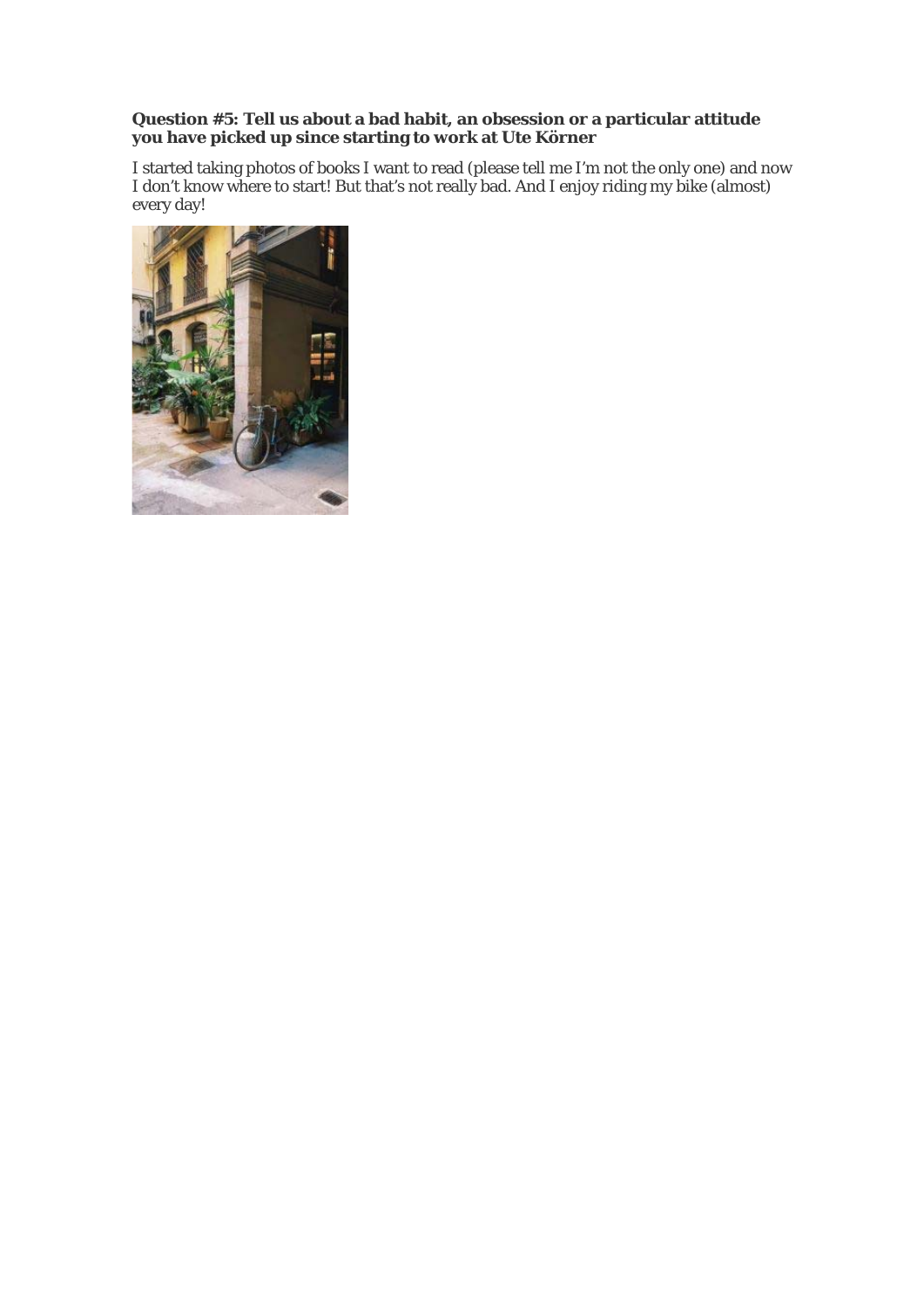**Question #5: Tell us about a bad habit, an obsession or a particular attitude you have picked up since starting to work at Ute Körner**

I started taking photos of books I want to read (please tell me I'm not the only one) and now I don't know where to start! But that's not really bad. And I enjoy riding my bike (almost) every day!